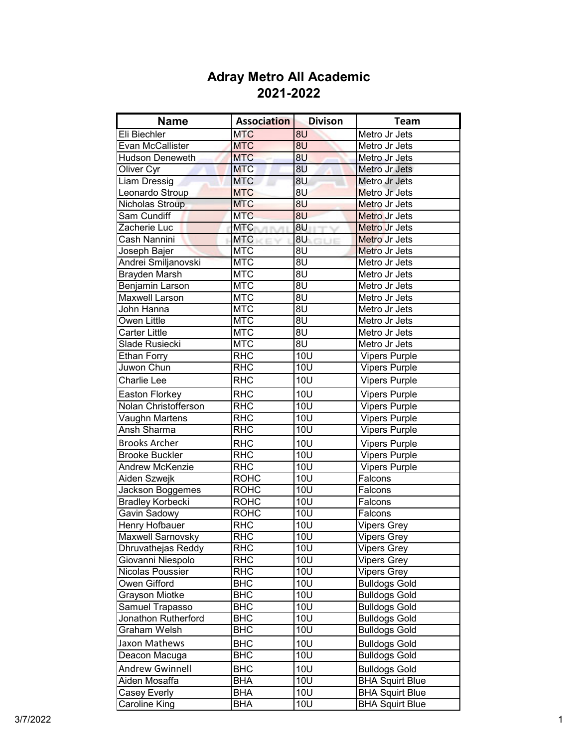# Adray Metro All Academic
## 2021-2022

| Name | Association | Divison | Team |
|---|---|---|---|
| Eli Biechler | MTC | 8U | Metro Jr Jets |
| Evan McCallister | MTC | 8U | Metro Jr Jets |
| Hudson Deneweth | MTC | 8U | Metro Jr Jets |
| Oliver Cyr | MTC | 8U | Metro Jr Jets |
| Liam Dressig | MTC | 8U | Metro Jr Jets |
| Leonardo Stroup | MTC | 8U | Metro Jr Jets |
| Nicholas Stroup | MTC | 8U | Metro Jr Jets |
| Sam Cundiff | MTC | 8U | Metro Jr Jets |
| Zacherie Luc | MTC | 8U | Metro Jr Jets |
| Cash Nannini | MTC | 8U | Metro Jr Jets |
| Joseph Bajer | MTC | 8U | Metro Jr Jets |
| Andrei Smiljanovski | MTC | 8U | Metro Jr Jets |
| Brayden Marsh | MTC | 8U | Metro Jr Jets |
| Benjamin Larson | MTC | 8U | Metro Jr Jets |
| Maxwell Larson | MTC | 8U | Metro Jr Jets |
| John Hanna | MTC | 8U | Metro Jr Jets |
| Owen Little | MTC | 8U | Metro Jr Jets |
| Carter Little | MTC | 8U | Metro Jr Jets |
| Slade Rusiecki | MTC | 8U | Metro Jr Jets |
| Ethan Forry | RHC | 10U | Vipers Purple |
| Juwon Chun | RHC | 10U | Vipers Purple |
| Charlie Lee | RHC | 10U | Vipers Purple |
| Easton Florkey | RHC | 10U | Vipers Purple |
| Nolan Christofferson | RHC | 10U | Vipers Purple |
| Vaughn Martens | RHC | 10U | Vipers Purple |
| Ansh Sharma | RHC | 10U | Vipers Purple |
| Brooks Archer | RHC | 10U | Vipers Purple |
| Brooke Buckler | RHC | 10U | Vipers Purple |
| Andrew McKenzie | RHC | 10U | Vipers Purple |
| Aiden Szwejk | ROHC | 10U | Falcons |
| Jackson Boggemes | ROHC | 10U | Falcons |
| Bradley Korbecki | ROHC | 10U | Falcons |
| Gavin Sadowy | ROHC | 10U | Falcons |
| Henry Hofbauer | RHC | 10U | Vipers Grey |
| Maxwell Sarnovsky | RHC | 10U | Vipers Grey |
| Dhruvathejas Reddy | RHC | 10U | Vipers Grey |
| Giovanni Niespolo | RHC | 10U | Vipers Grey |
| Nicolas Poussier | RHC | 10U | Vipers Grey |
| Owen Gifford | BHC | 10U | Bulldogs Gold |
| Grayson Miotke | BHC | 10U | Bulldogs Gold |
| Samuel Trapasso | BHC | 10U | Bulldogs Gold |
| Jonathon Rutherford | BHC | 10U | Bulldogs Gold |
| Graham Welsh | BHC | 10U | Bulldogs Gold |
| Jaxon Mathews | BHC | 10U | Bulldogs Gold |
| Deacon Macuga | BHC | 10U | Bulldogs Gold |
| Andrew Gwinnell | BHC | 10U | Bulldogs Gold |
| Aiden Mosaffa | BHA | 10U | BHA Squirt Blue |
| Casey Everly | BHA | 10U | BHA Squirt Blue |
| Caroline King | BHA | 10U | BHA Squirt Blue |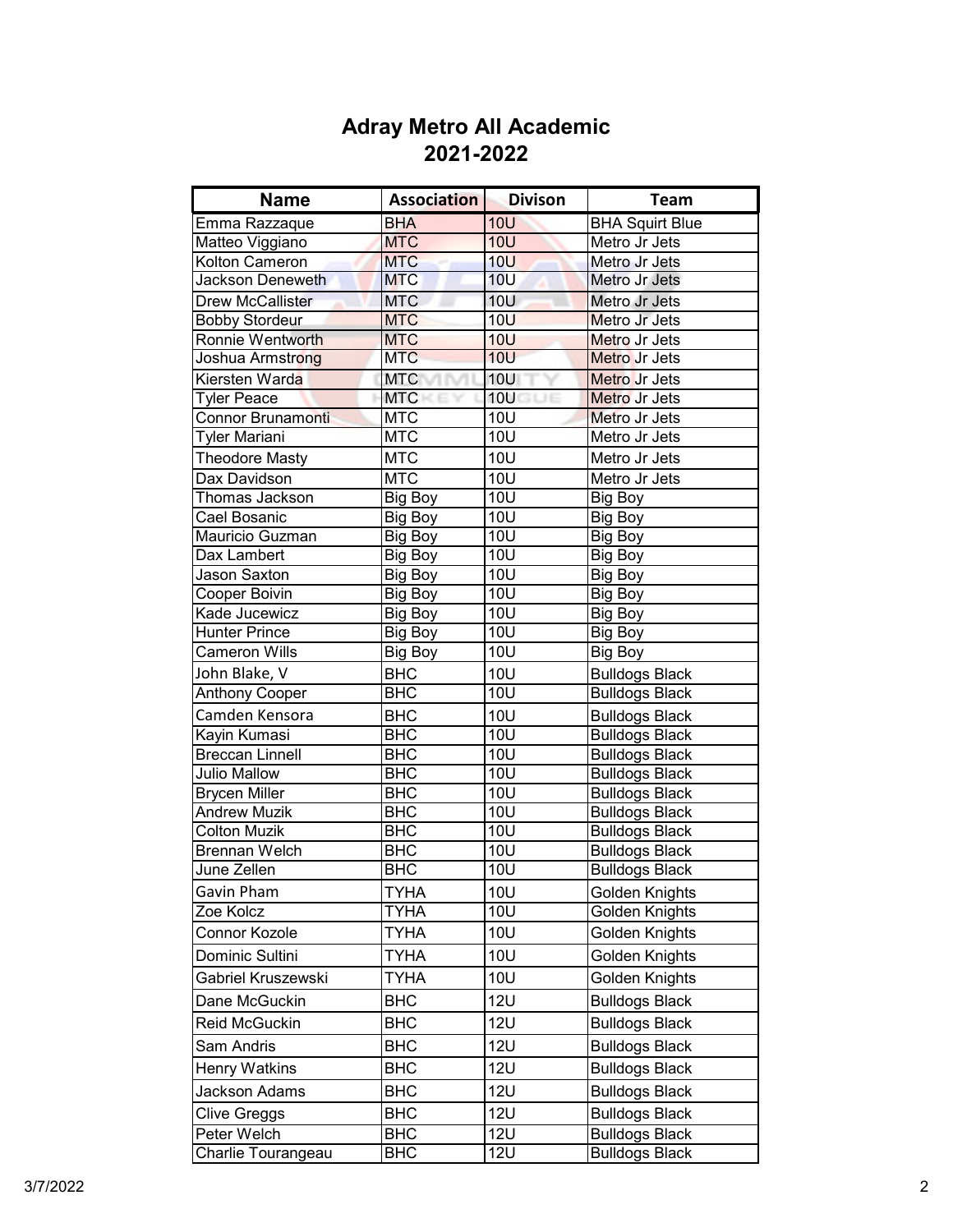# Adray Metro All Academic
## 2021-2022

| Name | Association | Divison | Team |
| --- | --- | --- | --- |
| Emma Razzaque | BHA | 10U | BHA Squirt Blue |
| Matteo Viggiano | MTC | 10U | Metro Jr Jets |
| Kolton Cameron | MTC | 10U | Metro Jr Jets |
| Jackson Deneweth | MTC | 10U | Metro Jr Jets |
| Drew McCallister | MTC | 10U | Metro Jr Jets |
| Bobby Stordeur | MTC | 10U | Metro Jr Jets |
| Ronnie Wentworth | MTC | 10U | Metro Jr Jets |
| Joshua Armstrong | MTC | 10U | Metro Jr Jets |
| Kiersten Warda | MTC | 10U | Metro Jr Jets |
| Tyler Peace | MTC | 10U | Metro Jr Jets |
| Connor Brunamonti | MTC | 10U | Metro Jr Jets |
| Tyler Mariani | MTC | 10U | Metro Jr Jets |
| Theodore Masty | MTC | 10U | Metro Jr Jets |
| Dax Davidson | MTC | 10U | Metro Jr Jets |
| Thomas Jackson | Big Boy | 10U | Big Boy |
| Cael Bosanic | Big Boy | 10U | Big Boy |
| Mauricio Guzman | Big Boy | 10U | Big Boy |
| Dax Lambert | Big Boy | 10U | Big Boy |
| Jason Saxton | Big Boy | 10U | Big Boy |
| Cooper Boivin | Big Boy | 10U | Big Boy |
| Kade Jucewicz | Big Boy | 10U | Big Boy |
| Hunter Prince | Big Boy | 10U | Big Boy |
| Cameron Wills | Big Boy | 10U | Big Boy |
| John Blake, V | BHC | 10U | Bulldogs Black |
| Anthony Cooper | BHC | 10U | Bulldogs Black |
| Camden Kensora | BHC | 10U | Bulldogs Black |
| Kayin Kumasi | BHC | 10U | Bulldogs Black |
| Breccan Linnell | BHC | 10U | Bulldogs Black |
| Julio Mallow | BHC | 10U | Bulldogs Black |
| Brycen Miller | BHC | 10U | Bulldogs Black |
| Andrew Muzik | BHC | 10U | Bulldogs Black |
| Colton Muzik | BHC | 10U | Bulldogs Black |
| Brennan Welch | BHC | 10U | Bulldogs Black |
| June Zellen | BHC | 10U | Bulldogs Black |
| Gavin Pham | TYHA | 10U | Golden Knights |
| Zoe Kolcz | TYHA | 10U | Golden Knights |
| Connor Kozole | TYHA | 10U | Golden Knights |
| Dominic Sultini | TYHA | 10U | Golden Knights |
| Gabriel Kruszewski | TYHA | 10U | Golden Knights |
| Dane McGuckin | BHC | 12U | Bulldogs Black |
| Reid McGuckin | BHC | 12U | Bulldogs Black |
| Sam Andris | BHC | 12U | Bulldogs Black |
| Henry Watkins | BHC | 12U | Bulldogs Black |
| Jackson Adams | BHC | 12U | Bulldogs Black |
| Clive Greggs | BHC | 12U | Bulldogs Black |
| Peter Welch | BHC | 12U | Bulldogs Black |
| Charlie Tourangeau | BHC | 12U | Bulldogs Black |

3/7/2022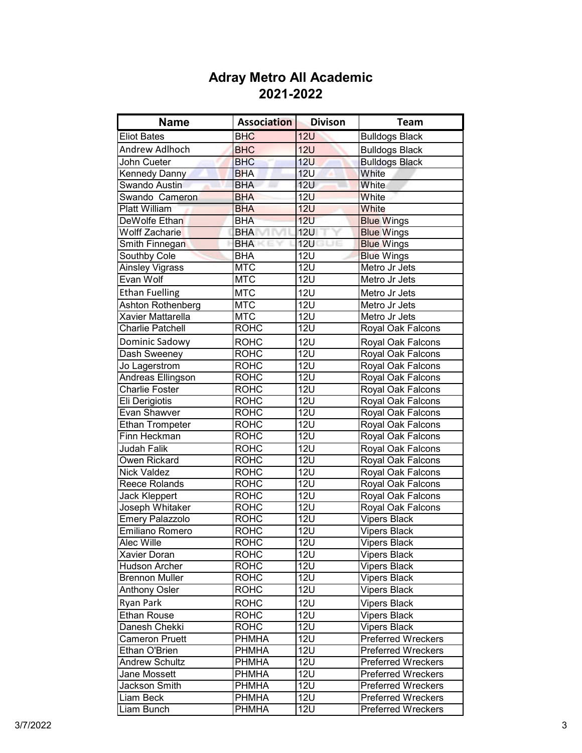# Adray Metro All Academic
## 2021-2022

| Name | Association | Divison | Team |
|---|---|---|---|
| Eliot Bates | BHC | 12U | Bulldogs Black |
| Andrew Adlhoch | BHC | 12U | Bulldogs Black |
| John Cueter | BHC | 12U | Bulldogs Black |
| Kennedy Danny | BHA | 12U | White |
| Swando Austin | BHA | 12U | White |
| Swando  Cameron | BHA | 12U | White |
| Platt William | BHA | 12U | White |
| DeWolfe Ethan | BHA | 12U | Blue Wings |
| Wolff Zacharie | BHA | 12U | Blue Wings |
| Smith Finnegan | BHA | 12U | Blue Wings |
| Southby Cole | BHA | 12U | Blue Wings |
| Ainsley Vigrass | MTC | 12U | Metro Jr Jets |
| Evan Wolf | MTC | 12U | Metro Jr Jets |
| Ethan Fuelling | MTC | 12U | Metro Jr Jets |
| Ashton Rothenberg | MTC | 12U | Metro Jr Jets |
| Xavier Mattarella | MTC | 12U | Metro Jr Jets |
| Charlie Patchell | ROHC | 12U | Royal Oak Falcons |
| Dominic Sadowy | ROHC | 12U | Royal Oak Falcons |
| Dash Sweeney | ROHC | 12U | Royal Oak Falcons |
| Jo Lagerstrom | ROHC | 12U | Royal Oak Falcons |
| Andreas Ellingson | ROHC | 12U | Royal Oak Falcons |
| Charlie Foster | ROHC | 12U | Royal Oak Falcons |
| Eli Derigiotis | ROHC | 12U | Royal Oak Falcons |
| Evan Shawver | ROHC | 12U | Royal Oak Falcons |
| Ethan Trompeter | ROHC | 12U | Royal Oak Falcons |
| Finn Heckman | ROHC | 12U | Royal Oak Falcons |
| Judah Falik | ROHC | 12U | Royal Oak Falcons |
| Owen Rickard | ROHC | 12U | Royal Oak Falcons |
| Nick Valdez | ROHC | 12U | Royal Oak Falcons |
| Reece Rolands | ROHC | 12U | Royal Oak Falcons |
| Jack Kleppert | ROHC | 12U | Royal Oak Falcons |
| Joseph Whitaker | ROHC | 12U | Royal Oak Falcons |
| Emery Palazzolo | ROHC | 12U | Vipers Black |
| Emiliano Romero | ROHC | 12U | Vipers Black |
| Alec Wille | ROHC | 12U | Vipers Black |
| Xavier Doran | ROHC | 12U | Vipers Black |
| Hudson Archer | ROHC | 12U | Vipers Black |
| Brennon Muller | ROHC | 12U | Vipers Black |
| Anthony Osler | ROHC | 12U | Vipers Black |
| Ryan Park | ROHC | 12U | Vipers Black |
| Ethan Rouse | ROHC | 12U | Vipers Black |
| Danesh Chekki | ROHC | 12U | Vipers Black |
| Cameron Pruett | PHMHA | 12U | Preferred Wreckers |
| Ethan O'Brien | PHMHA | 12U | Preferred Wreckers |
| Andrew Schultz | PHMHA | 12U | Preferred Wreckers |
| Jane Mossett | PHMHA | 12U | Preferred Wreckers |
| Jackson Smith | PHMHA | 12U | Preferred Wreckers |
| Liam Beck | PHMHA | 12U | Preferred Wreckers |
| Liam Bunch | PHMHA | 12U | Preferred Wreckers |

3/7/2022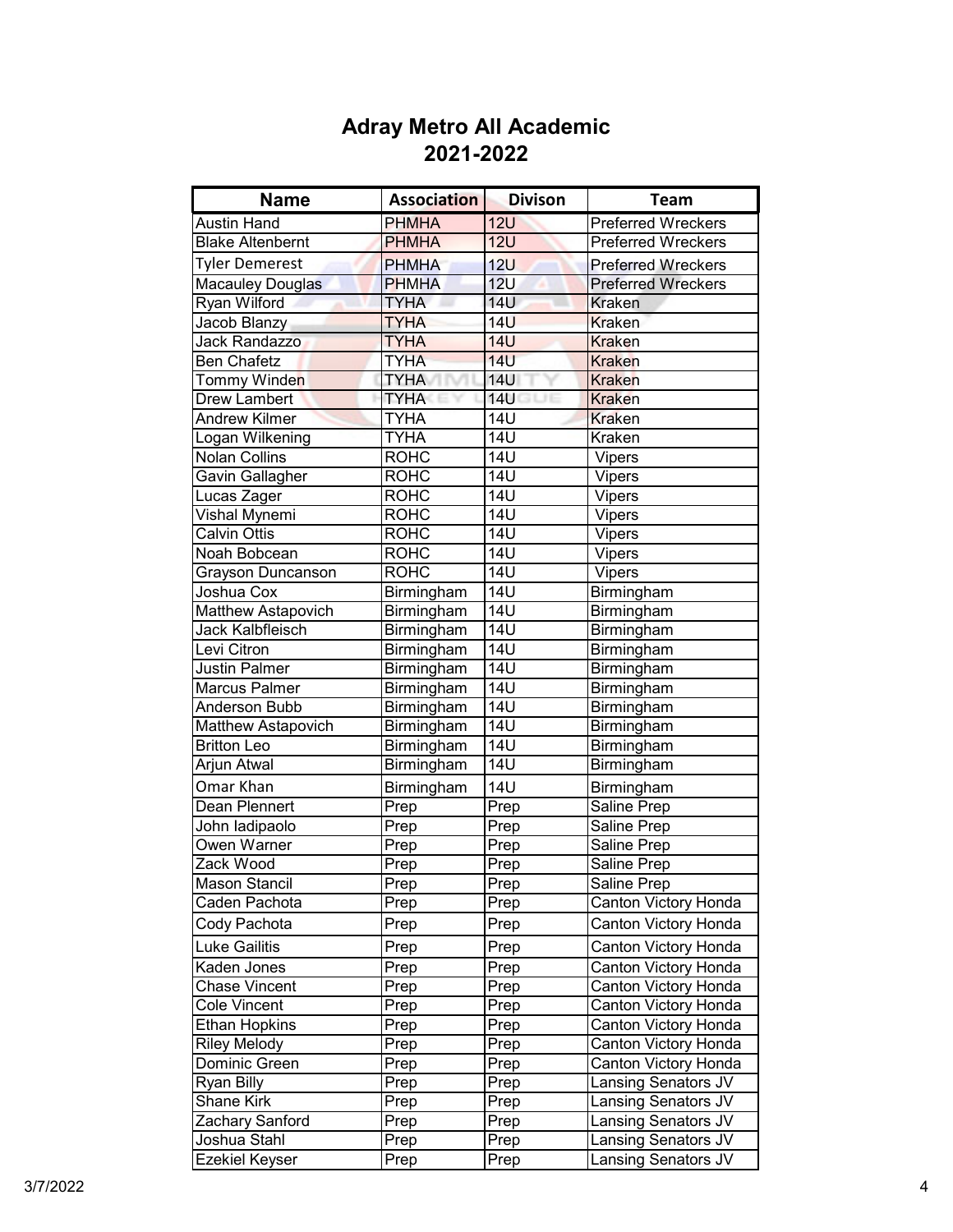# Adray Metro All Academic
## 2021-2022

| Name | Association | Divison | Team |
|---|---|---|---|
| Austin Hand | PHMHA | 12U | Preferred Wreckers |
| Blake Altenbernt | PHMHA | 12U | Preferred Wreckers |
| Tyler Demerest | PHMHA | 12U | Preferred Wreckers |
| Macauley Douglas | PHMHA | 12U | Preferred Wreckers |
| Ryan Wilford | TYHA | 14U | Kraken |
| Jacob Blanzy | TYHA | 14U | Kraken |
| Jack Randazzo | TYHA | 14U | Kraken |
| Ben Chafetz | TYHA | 14U | Kraken |
| Tommy Winden | TYHA | 14U | Kraken |
| Drew Lambert | TYHA | 14U | Kraken |
| Andrew Kilmer | TYHA | 14U | Kraken |
| Logan Wilkening | TYHA | 14U | Kraken |
| Nolan Collins | ROHC | 14U | Vipers |
| Gavin Gallagher | ROHC | 14U | Vipers |
| Lucas Zager | ROHC | 14U | Vipers |
| Vishal Mynemi | ROHC | 14U | Vipers |
| Calvin Ottis | ROHC | 14U | Vipers |
| Noah Bobcean | ROHC | 14U | Vipers |
| Grayson Duncanson | ROHC | 14U | Vipers |
| Joshua Cox | Birmingham | 14U | Birmingham |
| Matthew Astapovich | Birmingham | 14U | Birmingham |
| Jack Kalbfleisch | Birmingham | 14U | Birmingham |
| Levi Citron | Birmingham | 14U | Birmingham |
| Justin Palmer | Birmingham | 14U | Birmingham |
| Marcus Palmer | Birmingham | 14U | Birmingham |
| Anderson Bubb | Birmingham | 14U | Birmingham |
| Matthew Astapovich | Birmingham | 14U | Birmingham |
| Britton Leo | Birmingham | 14U | Birmingham |
| Arjun Atwal | Birmingham | 14U | Birmingham |
| Omar Khan | Birmingham | 14U | Birmingham |
| Dean Plennert | Prep | Prep | Saline Prep |
| John Iadipaolo | Prep | Prep | Saline Prep |
| Owen Warner | Prep | Prep | Saline Prep |
| Zack Wood | Prep | Prep | Saline Prep |
| Mason Stancil | Prep | Prep | Saline Prep |
| Caden Pachota | Prep | Prep | Canton Victory Honda |
| Cody Pachota | Prep | Prep | Canton Victory Honda |
| Luke Gailitis | Prep | Prep | Canton Victory Honda |
| Kaden Jones | Prep | Prep | Canton Victory Honda |
| Chase Vincent | Prep | Prep | Canton Victory Honda |
| Cole Vincent | Prep | Prep | Canton Victory Honda |
| Ethan Hopkins | Prep | Prep | Canton Victory Honda |
| Riley Melody | Prep | Prep | Canton Victory Honda |
| Dominic Green | Prep | Prep | Canton Victory Honda |
| Ryan Billy | Prep | Prep | Lansing Senators JV |
| Shane Kirk | Prep | Prep | Lansing Senators JV |
| Zachary Sanford | Prep | Prep | Lansing Senators JV |
| Joshua Stahl | Prep | Prep | Lansing Senators JV |
| Ezekiel Keyser | Prep | Prep | Lansing Senators JV |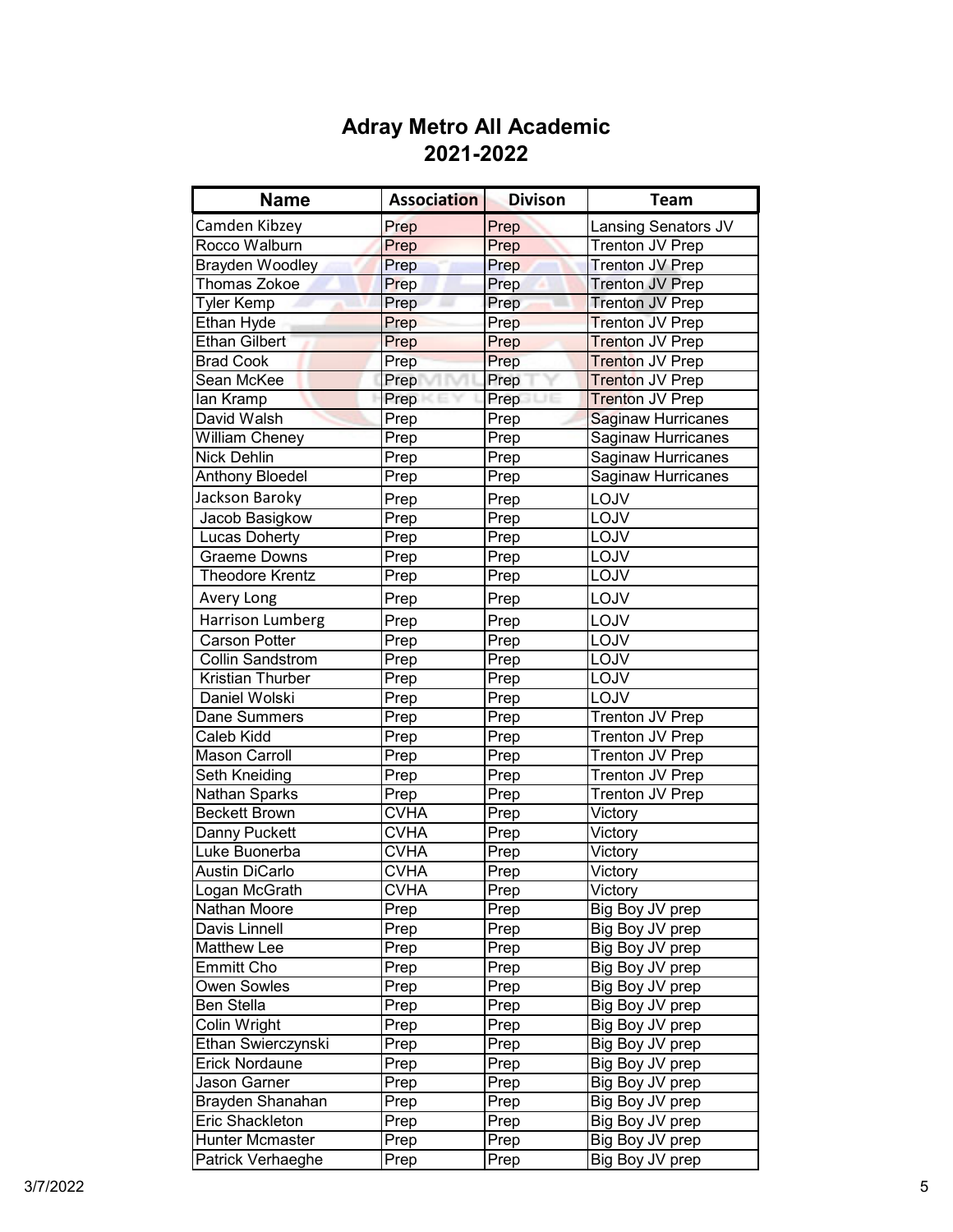# Adray Metro All Academic
## 2021-2022

| Name | Association | Divison | Team |
|---|---|---|---|
| Camden Kibzey | Prep | Prep | Lansing Senators JV |
| Rocco Walburn | Prep | Prep | Trenton JV Prep |
| Brayden Woodley | Prep | Prep | Trenton JV Prep |
| Thomas Zokoe | Prep | Prep | Trenton JV Prep |
| Tyler Kemp | Prep | Prep | Trenton JV Prep |
| Ethan Hyde | Prep | Prep | Trenton JV Prep |
| Ethan Gilbert | Prep | Prep | Trenton JV Prep |
| Brad Cook | Prep | Prep | Trenton JV Prep |
| Sean McKee | Prep | Prep | Trenton JV Prep |
| Ian Kramp | Prep | Prep | Trenton JV Prep |
| David Walsh | Prep | Prep | Saginaw Hurricanes |
| William Cheney | Prep | Prep | Saginaw Hurricanes |
| Nick Dehlin | Prep | Prep | Saginaw Hurricanes |
| Anthony Bloedel | Prep | Prep | Saginaw Hurricanes |
| Jackson Baroky | Prep | Prep | LOJV |
| Jacob Basigkow | Prep | Prep | LOJV |
| Lucas Doherty | Prep | Prep | LOJV |
| Graeme Downs | Prep | Prep | LOJV |
| Theodore Krentz | Prep | Prep | LOJV |
| Avery Long | Prep | Prep | LOJV |
| Harrison Lumberg | Prep | Prep | LOJV |
| Carson Potter | Prep | Prep | LOJV |
| Collin Sandstrom | Prep | Prep | LOJV |
| Kristian Thurber | Prep | Prep | LOJV |
| Daniel Wolski | Prep | Prep | LOJV |
| Dane Summers | Prep | Prep | Trenton JV Prep |
| Caleb Kidd | Prep | Prep | Trenton JV Prep |
| Mason Carroll | Prep | Prep | Trenton JV Prep |
| Seth Kneiding | Prep | Prep | Trenton JV Prep |
| Nathan Sparks | Prep | Prep | Trenton JV Prep |
| Beckett Brown | CVHA | Prep | Victory |
| Danny Puckett | CVHA | Prep | Victory |
| Luke Buonerba | CVHA | Prep | Victory |
| Austin DiCarlo | CVHA | Prep | Victory |
| Logan McGrath | CVHA | Prep | Victory |
| Nathan Moore | Prep | Prep | Big Boy JV prep |
| Davis Linnell | Prep | Prep | Big Boy JV prep |
| Matthew Lee | Prep | Prep | Big Boy JV prep |
| Emmitt Cho | Prep | Prep | Big Boy JV prep |
| Owen Sowles | Prep | Prep | Big Boy JV prep |
| Ben Stella | Prep | Prep | Big Boy JV prep |
| Colin Wright | Prep | Prep | Big Boy JV prep |
| Ethan Swierczynski | Prep | Prep | Big Boy JV prep |
| Erick Nordaune | Prep | Prep | Big Boy JV prep |
| Jason Garner | Prep | Prep | Big Boy JV prep |
| Brayden Shanahan | Prep | Prep | Big Boy JV prep |
| Eric Shackleton | Prep | Prep | Big Boy JV prep |
| Hunter Mcmaster | Prep | Prep | Big Boy JV prep |
| Patrick Verhaeghe | Prep | Prep | Big Boy JV prep |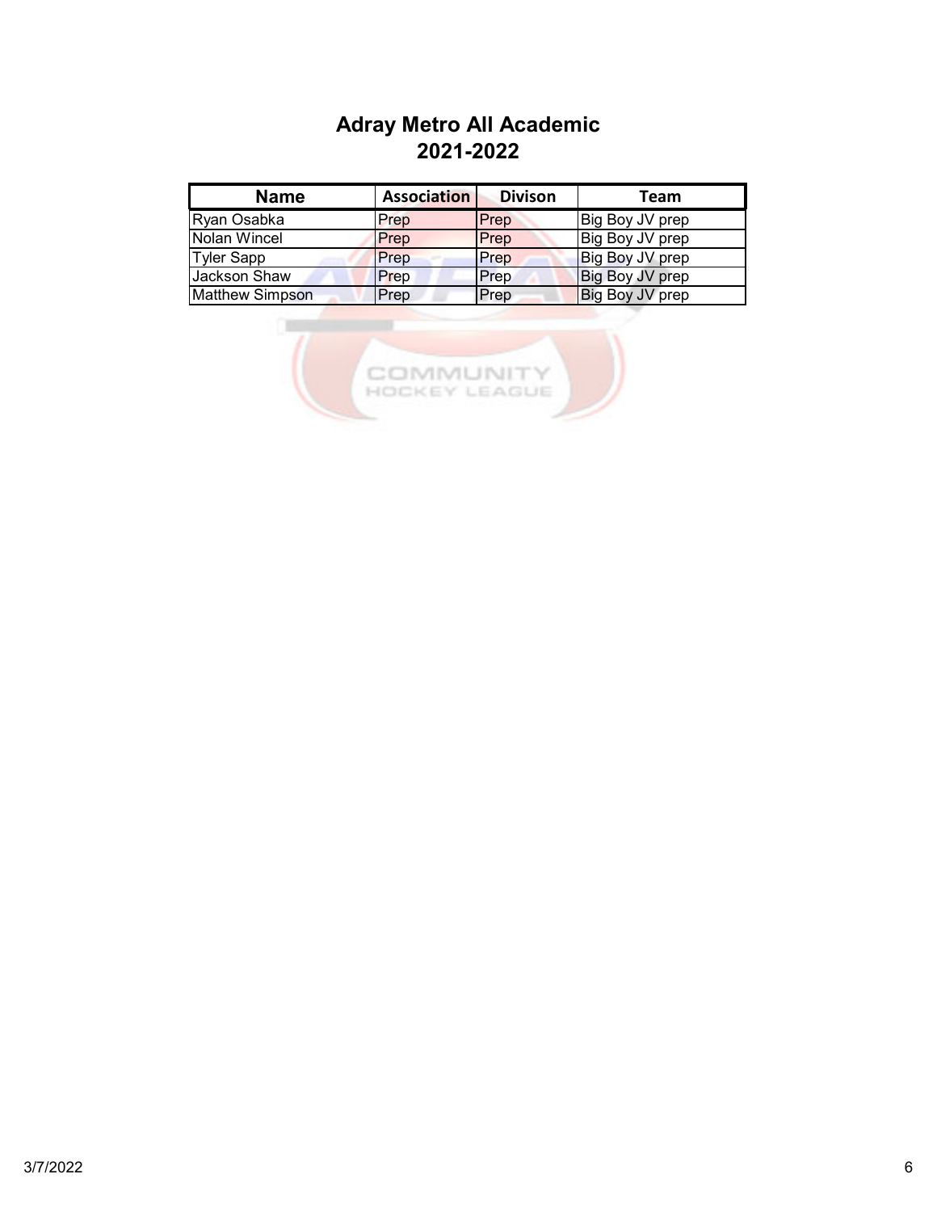# Adray Metro All Academic
## 2021-2022

| Name | Association | Divison | Team |
|---|---|---|---|
| Ryan Osabka | Prep | Prep | Big Boy JV prep |
| Nolan Wincel | Prep | Prep | Big Boy JV prep |
| Tyler Sapp | Prep | Prep | Big Boy JV prep |
| Jackson Shaw | Prep | Prep | Big Boy JV prep |
| Matthew Simpson | Prep | Prep | Big Boy JV prep |

3/7/2022